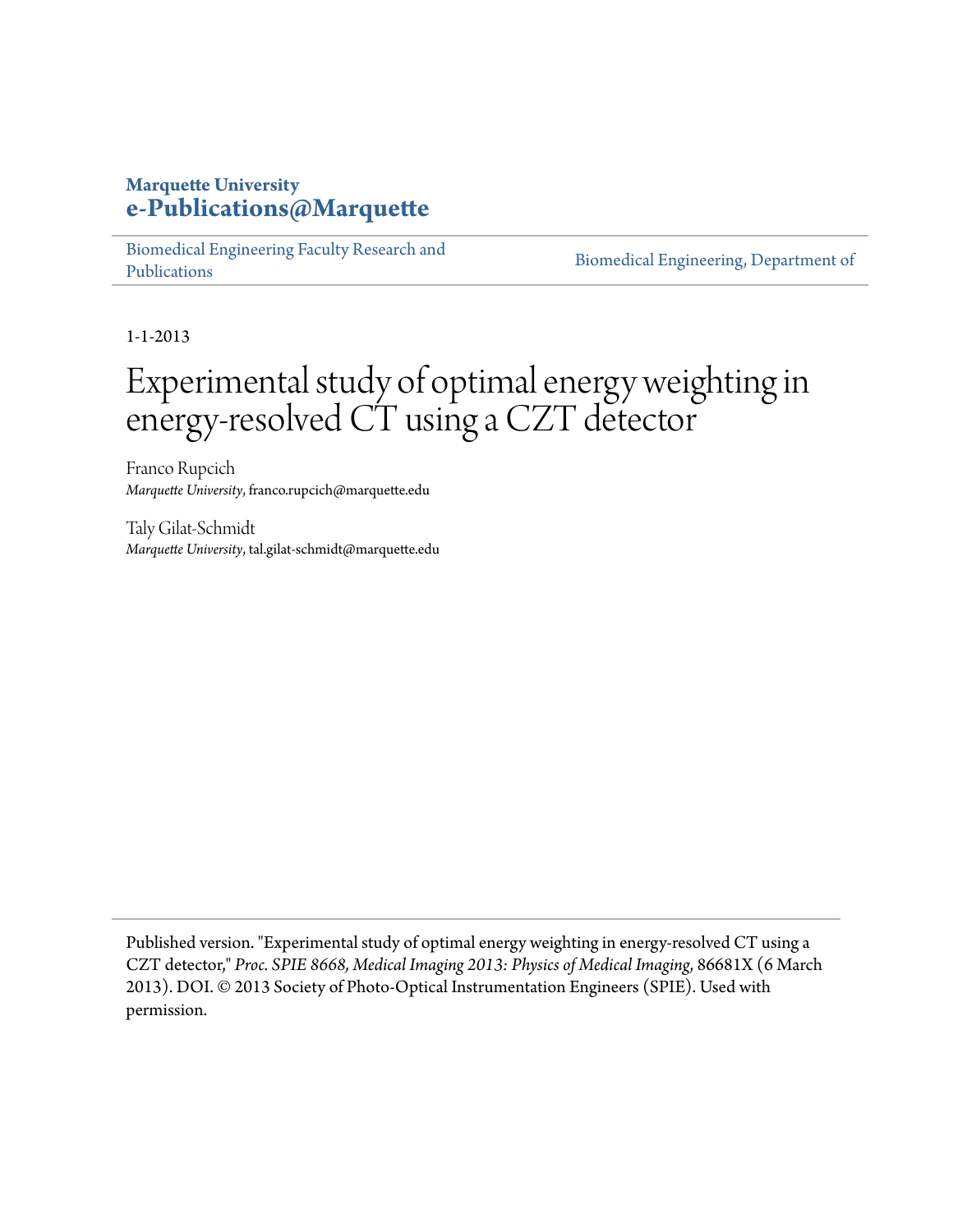**Marquette University**
**e-Publications@Marquette**

Biomedical Engineering Faculty Research and Publications | Biomedical Engineering, Department of

1-1-2013

# Experimental study of optimal energy weighting in energy-resolved CT using a CZT detector

Franco Rupcich
*Marquette University*, franco.rupcich@marquette.edu

Taly Gilat-Schmidt
*Marquette University*, tal.gilat-schmidt@marquette.edu

Published version. "Experimental study of optimal energy weighting in energy-resolved CT using a CZT detector," *Proc. SPIE 8668, Medical Imaging 2013: Physics of Medical Imaging*, 86681X (6 March 2013). DOI. © 2013 Society of Photo-Optical Instrumentation Engineers (SPIE). Used with permission.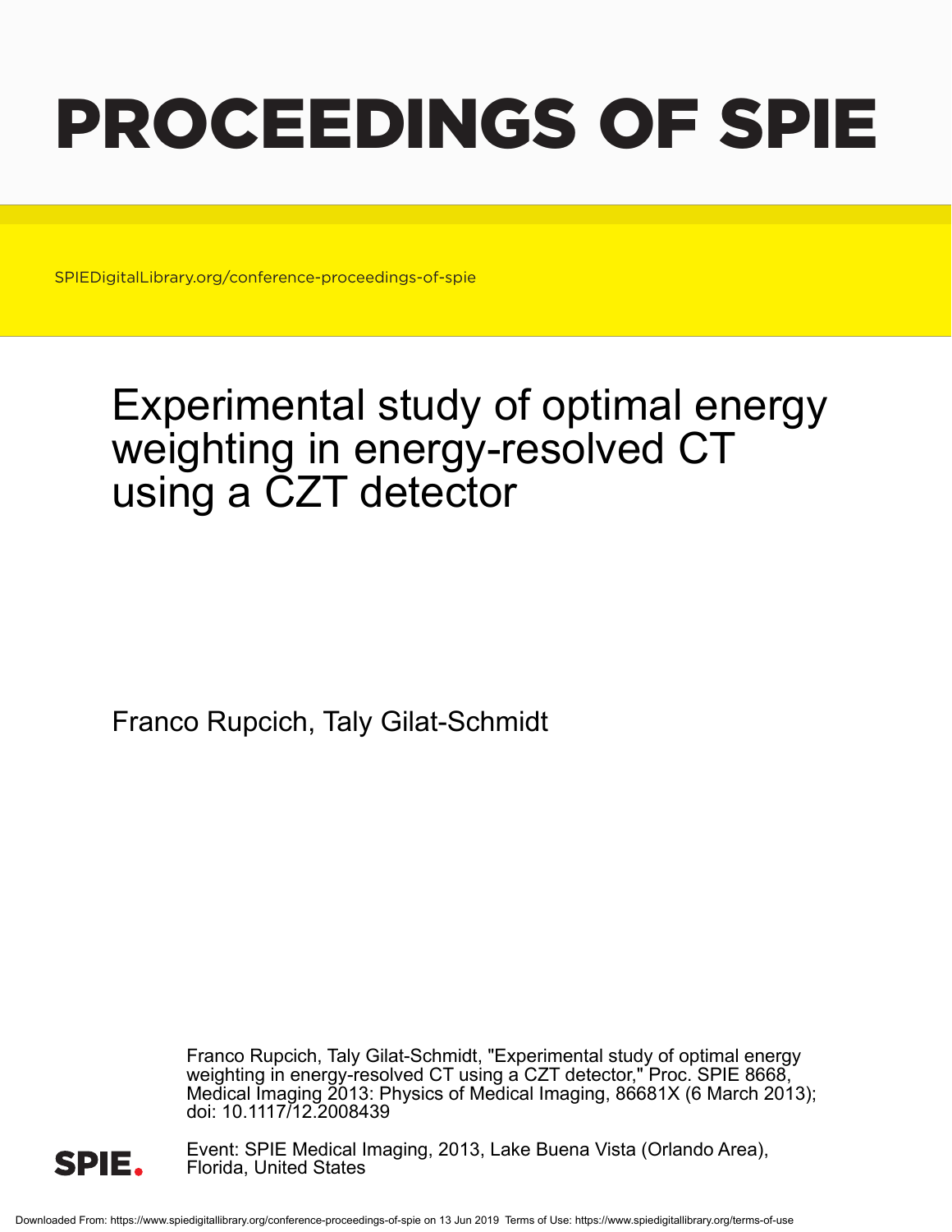# PROCEEDINGS OF SPIE

SPIEDigitalLibrary.org/conference-proceedings-of-spie

# Experimental study of optimal energy weighting in energy-resolved CT using a CZT detector

Franco Rupcich, Taly Gilat-Schmidt

Franco Rupcich, Taly Gilat-Schmidt, "Experimental study of optimal energy weighting in energy-resolved CT using a CZT detector," Proc. SPIE 8668, Medical Imaging 2013: Physics of Medical Imaging, 86681X (6 March 2013); doi: 10.1117/12.2008439

Event: SPIE Medical Imaging, 2013, Lake Buena Vista (Orlando Area), Florida, United States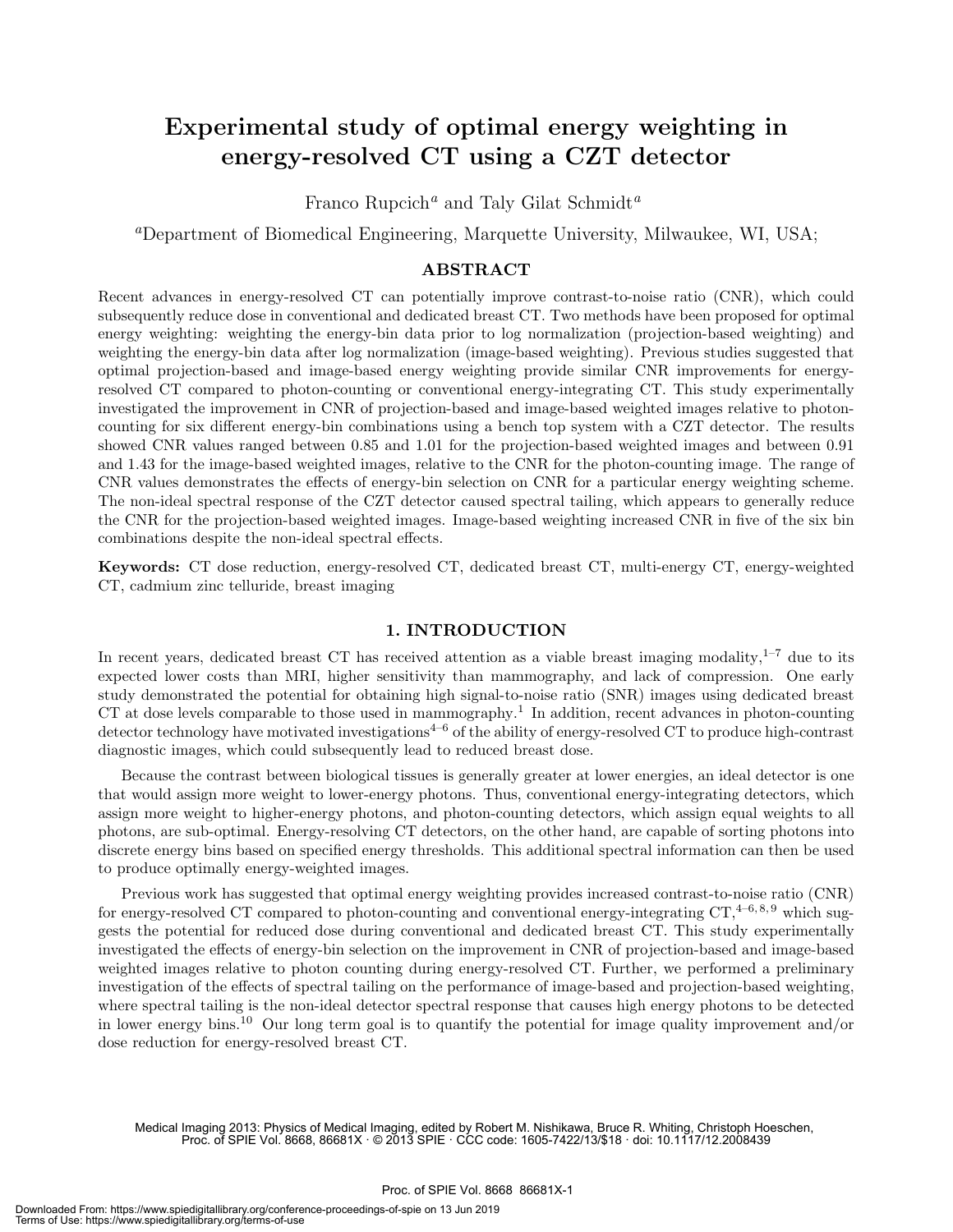# Experimental study of optimal energy weighting in energy-resolved CT using a CZT detector

Franco Rupcich[a] and Taly Gilat Schmidt[a]

[a]Department of Biomedical Engineering, Marquette University, Milwaukee, WI, USA;

## ABSTRACT

Recent advances in energy-resolved CT can potentially improve contrast-to-noise ratio (CNR), which could subsequently reduce dose in conventional and dedicated breast CT. Two methods have been proposed for optimal energy weighting: weighting the energy-bin data prior to log normalization (projection-based weighting) and weighting the energy-bin data after log normalization (image-based weighting). Previous studies suggested that optimal projection-based and image-based energy weighting provide similar CNR improvements for energy-resolved CT compared to photon-counting or conventional energy-integrating CT. This study experimentally investigated the improvement in CNR of projection-based and image-based weighted images relative to photon-counting for six different energy-bin combinations using a bench top system with a CZT detector. The results showed CNR values ranged between 0.85 and 1.01 for the projection-based weighted images and between 0.91 and 1.43 for the image-based weighted images, relative to the CNR for the photon-counting image. The range of CNR values demonstrates the effects of energy-bin selection on CNR for a particular energy weighting scheme. The non-ideal spectral response of the CZT detector caused spectral tailing, which appears to generally reduce the CNR for the projection-based weighted images. Image-based weighting increased CNR in five of the six bin combinations despite the non-ideal spectral effects.

**Keywords:** CT dose reduction, energy-resolved CT, dedicated breast CT, multi-energy CT, energy-weighted CT, cadmium zinc telluride, breast imaging

## 1. INTRODUCTION

In recent years, dedicated breast CT has received attention as a viable breast imaging modality,[1–7] due to its expected lower costs than MRI, higher sensitivity than mammography, and lack of compression. One early study demonstrated the potential for obtaining high signal-to-noise ratio (SNR) images using dedicated breast CT at dose levels comparable to those used in mammography.[1] In addition, recent advances in photon-counting detector technology have motivated investigations[4–6] of the ability of energy-resolved CT to produce high-contrast diagnostic images, which could subsequently lead to reduced breast dose.

Because the contrast between biological tissues is generally greater at lower energies, an ideal detector is one that would assign more weight to lower-energy photons. Thus, conventional energy-integrating detectors, which assign more weight to higher-energy photons, and photon-counting detectors, which assign equal weights to all photons, are sub-optimal. Energy-resolving CT detectors, on the other hand, are capable of sorting photons into discrete energy bins based on specified energy thresholds. This additional spectral information can then be used to produce optimally energy-weighted images.

Previous work has suggested that optimal energy weighting provides increased contrast-to-noise ratio (CNR) for energy-resolved CT compared to photon-counting and conventional energy-integrating CT,[4–6,8,9] which suggests the potential for reduced dose during conventional and dedicated breast CT. This study experimentally investigated the effects of energy-bin selection on the improvement in CNR of projection-based and image-based weighted images relative to photon counting during energy-resolved CT. Further, we performed a preliminary investigation of the effects of spectral tailing on the performance of image-based and projection-based weighting, where spectral tailing is the non-ideal detector spectral response that causes high energy photons to be detected in lower energy bins.[10] Our long term goal is to quantify the potential for image quality improvement and/or dose reduction for energy-resolved breast CT.

Medical Imaging 2013: Physics of Medical Imaging, edited by Robert M. Nishikawa, Bruce R. Whiting, Christoph Hoeschen, Proc. of SPIE Vol. 8668, 86681X · © 2013 SPIE · CCC code: 1605-7422/13/$18 · doi: 10.1117/12.2008439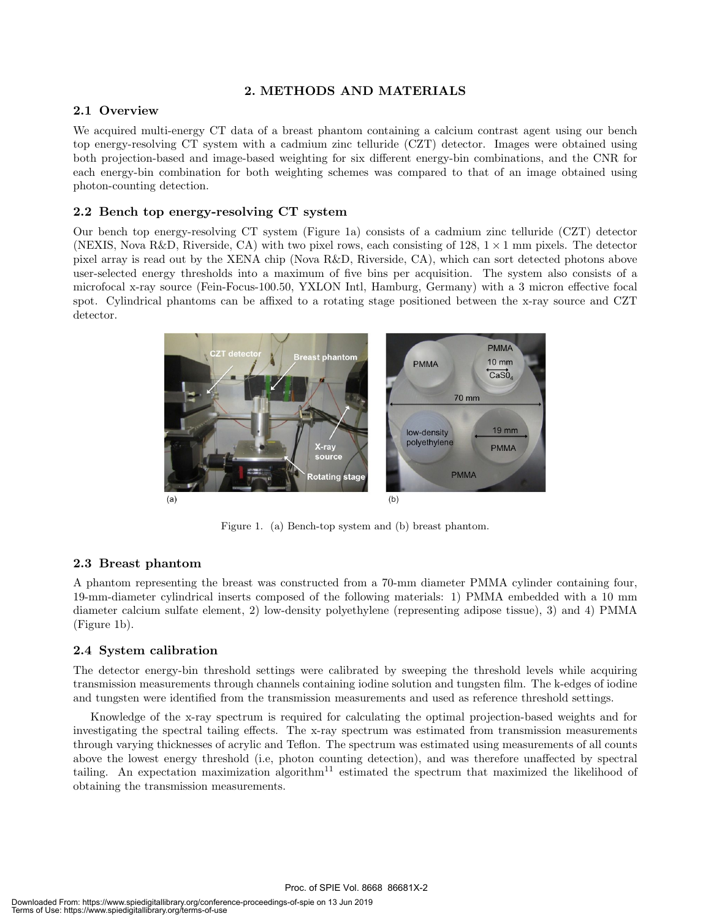## 2. METHODS AND MATERIALS

### 2.1 Overview

We acquired multi-energy CT data of a breast phantom containing a calcium contrast agent using our bench top energy-resolving CT system with a cadmium zinc telluride (CZT) detector. Images were obtained using both projection-based and image-based weighting for six different energy-bin combinations, and the CNR for each energy-bin combination for both weighting schemes was compared to that of an image obtained using photon-counting detection.

### 2.2 Bench top energy-resolving CT system

Our bench top energy-resolving CT system (Figure 1a) consists of a cadmium zinc telluride (CZT) detector (NEXIS, Nova R&D, Riverside, CA) with two pixel rows, each consisting of 128, $1 \times 1$ mm pixels. The detector pixel array is read out by the XENA chip (Nova R&D, Riverside, CA), which can sort detected photons above user-selected energy thresholds into a maximum of five bins per acquisition. The system also consists of a microfocal x-ray source (Fein-Focus-100.50, YXLON Intl, Hamburg, Germany) with a 3 micron effective focal spot. Cylindrical phantoms can be affixed to a rotating stage positioned between the x-ray source and CZT detector.

Figure 1. (a) Bench-top system and (b) breast phantom.

### 2.3 Breast phantom

A phantom representing the breast was constructed from a 70-mm diameter PMMA cylinder containing four, 19-mm-diameter cylindrical inserts composed of the following materials: 1) PMMA embedded with a 10 mm diameter calcium sulfate element, 2) low-density polyethylene (representing adipose tissue), 3) and 4) PMMA (Figure 1b).

### 2.4 System calibration

The detector energy-bin threshold settings were calibrated by sweeping the threshold levels while acquiring transmission measurements through channels containing iodine solution and tungsten film. The k-edges of iodine and tungsten were identified from the transmission measurements and used as reference threshold settings.

Knowledge of the x-ray spectrum is required for calculating the optimal projection-based weights and for investigating the spectral tailing effects. The x-ray spectrum was estimated from transmission measurements through varying thicknesses of acrylic and Teflon. The spectrum was estimated using measurements of all counts above the lowest energy threshold (i.e, photon counting detection), and was therefore unaffected by spectral tailing. An expectation maximization algorithm[11] estimated the spectrum that maximized the likelihood of obtaining the transmission measurements.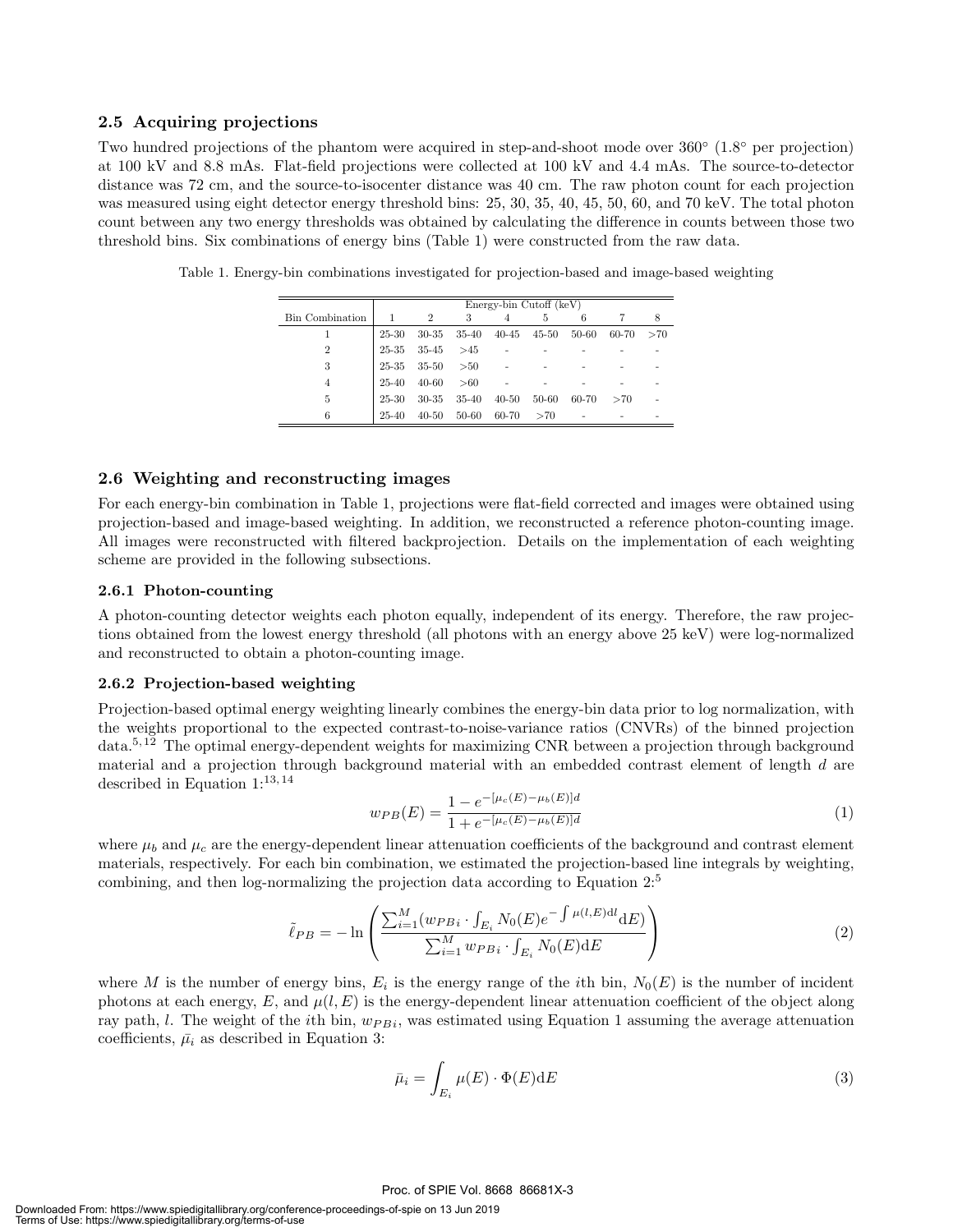### 2.5 Acquiring projections

Two hundred projections of the phantom were acquired in step-and-shoot mode over 360° (1.8° per projection) at 100 kV and 8.8 mAs. Flat-field projections were collected at 100 kV and 4.4 mAs. The source-to-detector distance was 72 cm, and the source-to-isocenter distance was 40 cm. The raw photon count for each projection was measured using eight detector energy threshold bins: 25, 30, 35, 40, 45, 50, 60, and 70 keV. The total photon count between any two energy thresholds was obtained by calculating the difference in counts between those two threshold bins. Six combinations of energy bins (Table 1) were constructed from the raw data.

Table 1. Energy-bin combinations investigated for projection-based and image-based weighting

| | Energy-bin Cutoff (keV) | | | | | | | |
|---|---|---|---|---|---|---|---|---|
| Bin Combination | 1 | 2 | 3 | 4 | 5 | 6 | 7 | 8 |
| 1 | 25-30 | 30-35 | 35-40 | 40-45 | 45-50 | 50-60 | 60-70 | >70 |
| 2 | 25-35 | 35-45 | >45 | - | - | - | - | - |
| 3 | 25-35 | 35-50 | >50 | - | - | - | - | - |
| 4 | 25-40 | 40-60 | >60 | - | - | - | - | - |
| 5 | 25-30 | 30-35 | 35-40 | 40-50 | 50-60 | 60-70 | >70 | - |
| 6 | 25-40 | 40-50 | 50-60 | 60-70 | >70 | - | - | - |

### 2.6 Weighting and reconstructing images

For each energy-bin combination in Table 1, projections were flat-field corrected and images were obtained using projection-based and image-based weighting. In addition, we reconstructed a reference photon-counting image. All images were reconstructed with filtered backprojection. Details on the implementation of each weighting scheme are provided in the following subsections.

#### 2.6.1 Photon-counting

A photon-counting detector weights each photon equally, independent of its energy. Therefore, the raw projections obtained from the lowest energy threshold (all photons with an energy above 25 keV) were log-normalized and reconstructed to obtain a photon-counting image.

#### 2.6.2 Projection-based weighting

Projection-based optimal energy weighting linearly combines the energy-bin data prior to log normalization, with the weights proportional to the expected contrast-to-noise-variance ratios (CNVRs) of the binned projection data.[5,12] The optimal energy-dependent weights for maximizing CNR between a projection through background material and a projection through background material with an embedded contrast element of length $d$ are described in Equation 1:[13,14]

$$w_{PB}(E) = \frac{1 - e^{-[\mu_c(E) - \mu_b(E)]d}}{1 + e^{-[\mu_c(E) - \mu_b(E)]d}} \tag{1}$$

where $\mu_b$ and $\mu_c$ are the energy-dependent linear attenuation coefficients of the background and contrast element materials, respectively. For each bin combination, we estimated the projection-based line integrals by weighting, combining, and then log-normalizing the projection data according to Equation 2:[5]

$$\tilde{\ell}_{PB} = -\ln\left(\frac{\sum_{i=1}^{M}(w_{PBi} \cdot \int_{E_i} N_0(E) e^{-\int \mu(l,E)\mathrm{d}l} \mathrm{d}E)}{\sum_{i=1}^{M} w_{PBi} \cdot \int_{E_i} N_0(E)\mathrm{d}E}\right) \tag{2}$$

where $M$ is the number of energy bins, $E_i$ is the energy range of the $i$th bin, $N_0(E)$ is the number of incident photons at each energy, $E$, and $\mu(l, E)$ is the energy-dependent linear attenuation coefficient of the object along ray path, $l$. The weight of the $i$th bin, $w_{PBi}$, was estimated using Equation 1 assuming the average attenuation coefficients, $\bar{\mu}_i$ as described in Equation 3:

$$\bar{\mu}_i = \int_{E_i} \mu(E) \cdot \Phi(E)\mathrm{d}E \tag{3}$$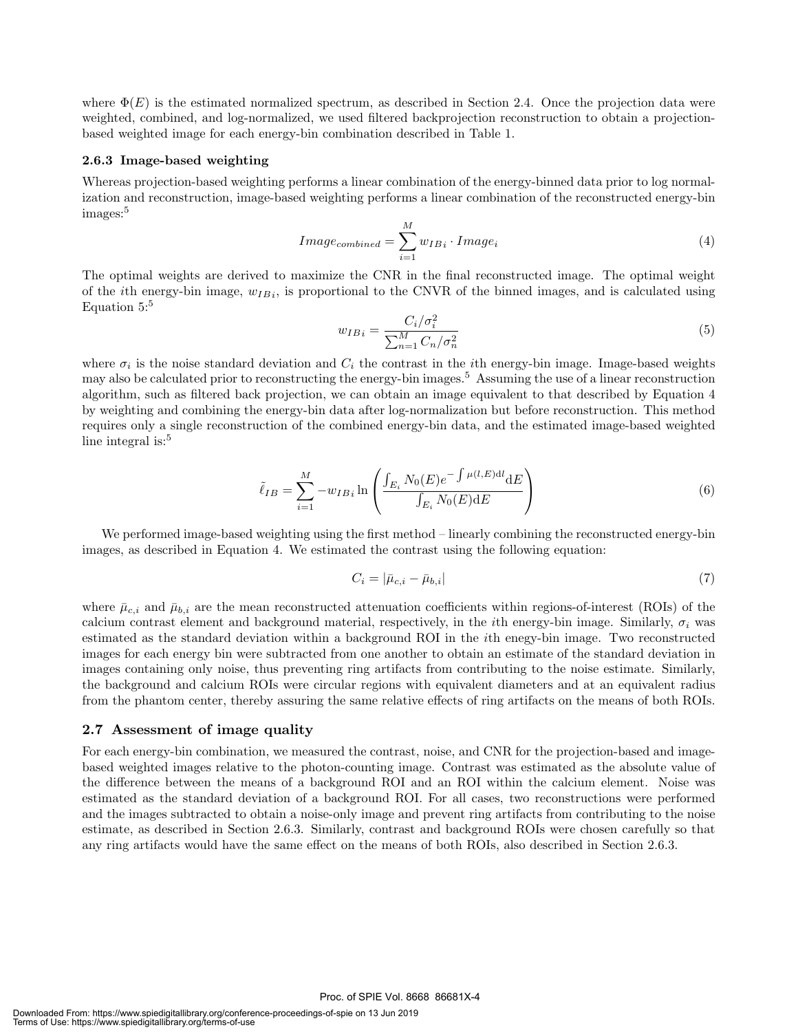where $\Phi(E)$ is the estimated normalized spectrum, as described in Section 2.4. Once the projection data were weighted, combined, and log-normalized, we used filtered backprojection reconstruction to obtain a projection-based weighted image for each energy-bin combination described in Table 1.

### 2.6.3 Image-based weighting

Whereas projection-based weighting performs a linear combination of the energy-binned data prior to log normalization and reconstruction, image-based weighting performs a linear combination of the reconstructed energy-bin images:[5]

$$Image_{combined} = \sum_{i=1}^{M} w_{IBi} \cdot Image_i \tag{4}$$

The optimal weights are derived to maximize the CNR in the final reconstructed image. The optimal weight of the $i$th energy-bin image, $w_{IBi}$, is proportional to the CNVR of the binned images, and is calculated using Equation 5:[5]

$$w_{IBi} = \frac{C_i/\sigma_i^2}{\sum_{n=1}^{M} C_n/\sigma_n^2} \tag{5}$$

where $\sigma_i$ is the noise standard deviation and $C_i$ the contrast in the $i$th energy-bin image. Image-based weights may also be calculated prior to reconstructing the energy-bin images.[5] Assuming the use of a linear reconstruction algorithm, such as filtered back projection, we can obtain an image equivalent to that described by Equation 4 by weighting and combining the energy-bin data after log-normalization but before reconstruction. This method requires only a single reconstruction of the combined energy-bin data, and the estimated image-based weighted line integral is:[5]

$$\tilde{\ell}_{IB} = \sum_{i=1}^{M} -w_{IBi} \ln\left(\frac{\int_{E_i} N_0(E) e^{-\int \mu(l,E)\mathrm{d}l} \mathrm{d}E}{\int_{E_i} N_0(E) \mathrm{d}E}\right) \tag{6}$$

We performed image-based weighting using the first method – linearly combining the reconstructed energy-bin images, as described in Equation 4. We estimated the contrast using the following equation:

$$C_i = |\bar{\mu}_{c,i} - \bar{\mu}_{b,i}| \tag{7}$$

where $\bar{\mu}_{c,i}$ and $\bar{\mu}_{b,i}$ are the mean reconstructed attenuation coefficients within regions-of-interest (ROIs) of the calcium contrast element and background material, respectively, in the $i$th energy-bin image. Similarly, $\sigma_i$ was estimated as the standard deviation within a background ROI in the $i$th enegy-bin image. Two reconstructed images for each energy bin were subtracted from one another to obtain an estimate of the standard deviation in images containing only noise, thus preventing ring artifacts from contributing to the noise estimate. Similarly, the background and calcium ROIs were circular regions with equivalent diameters and at an equivalent radius from the phantom center, thereby assuring the same relative effects of ring artifacts on the means of both ROIs.

## 2.7 Assessment of image quality

For each energy-bin combination, we measured the contrast, noise, and CNR for the projection-based and image-based weighted images relative to the photon-counting image. Contrast was estimated as the absolute value of the difference between the means of a background ROI and an ROI within the calcium element. Noise was estimated as the standard deviation of a background ROI. For all cases, two reconstructions were performed and the images subtracted to obtain a noise-only image and prevent ring artifacts from contributing to the noise estimate, as described in Section 2.6.3. Similarly, contrast and background ROIs were chosen carefully so that any ring artifacts would have the same effect on the means of both ROIs, also described in Section 2.6.3.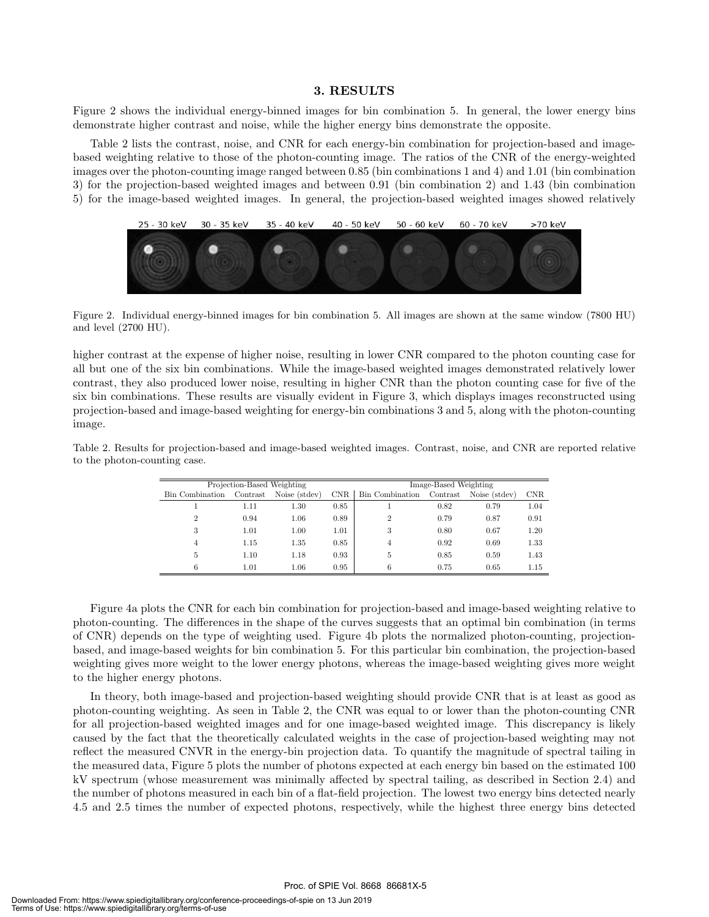## 3. RESULTS

Figure 2 shows the individual energy-binned images for bin combination 5. In general, the lower energy bins demonstrate higher contrast and noise, while the higher energy bins demonstrate the opposite.

Table 2 lists the contrast, noise, and CNR for each energy-bin combination for projection-based and image-based weighting relative to those of the photon-counting image. The ratios of the CNR of the energy-weighted images over the photon-counting image ranged between 0.85 (bin combinations 1 and 4) and 1.01 (bin combination 3) for the projection-based weighted images and between 0.91 (bin combination 2) and 1.43 (bin combination 5) for the image-based weighted images. In general, the projection-based weighted images showed relatively higher contrast at the expense of higher noise, resulting in lower CNR compared to the photon counting case for all but one of the six bin combinations. While the image-based weighted images demonstrated relatively lower contrast, they also produced lower noise, resulting in higher CNR than the photon counting case for five of the six bin combinations. These results are visually evident in Figure 3, which displays images reconstructed using projection-based and image-based weighting for energy-bin combinations 3 and 5, along with the photon-counting image.

Figure 2. Individual energy-binned images for bin combination 5. All images are shown at the same window (7800 HU) and level (2700 HU).

Table 2. Results for projection-based and image-based weighted images. Contrast, noise, and CNR are reported relative to the photon-counting case.

| Projection-Based Weighting | | | | Image-Based Weighting | | | |
|---|---|---|---|---|---|---|---|
| Bin Combination | Contrast | Noise (stdev) | CNR | Bin Combination | Contrast | Noise (stdev) | CNR |
| 1 | 1.11 | 1.30 | 0.85 | 1 | 0.82 | 0.79 | 1.04 |
| 2 | 0.94 | 1.06 | 0.89 | 2 | 0.79 | 0.87 | 0.91 |
| 3 | 1.01 | 1.00 | 1.01 | 3 | 0.80 | 0.67 | 1.20 |
| 4 | 1.15 | 1.35 | 0.85 | 4 | 0.92 | 0.69 | 1.33 |
| 5 | 1.10 | 1.18 | 0.93 | 5 | 0.85 | 0.59 | 1.43 |
| 6 | 1.01 | 1.06 | 0.95 | 6 | 0.75 | 0.65 | 1.15 |

Figure 4a plots the CNR for each bin combination for projection-based and image-based weighting relative to photon-counting. The differences in the shape of the curves suggests that an optimal bin combination (in terms of CNR) depends on the type of weighting used. Figure 4b plots the normalized photon-counting, projection-based, and image-based weights for bin combination 5. For this particular bin combination, the projection-based weighting gives more weight to the lower energy photons, whereas the image-based weighting gives more weight to the higher energy photons.

In theory, both image-based and projection-based weighting should provide CNR that is at least as good as photon-counting weighting. As seen in Table 2, the CNR was equal to or lower than the photon-counting CNR for all projection-based weighted images and for one image-based weighted image. This discrepancy is likely caused by the fact that the theoretically calculated weights in the case of projection-based weighting may not reflect the measured CNVR in the energy-bin projection data. To quantify the magnitude of spectral tailing in the measured data, Figure 5 plots the number of photons expected at each energy bin based on the estimated 100 kV spectrum (whose measurement was minimally affected by spectral tailing, as described in Section 2.4) and the number of photons measured in each bin of a flat-field projection. The lowest two energy bins detected nearly 4.5 and 2.5 times the number of expected photons, respectively, while the highest three energy bins detected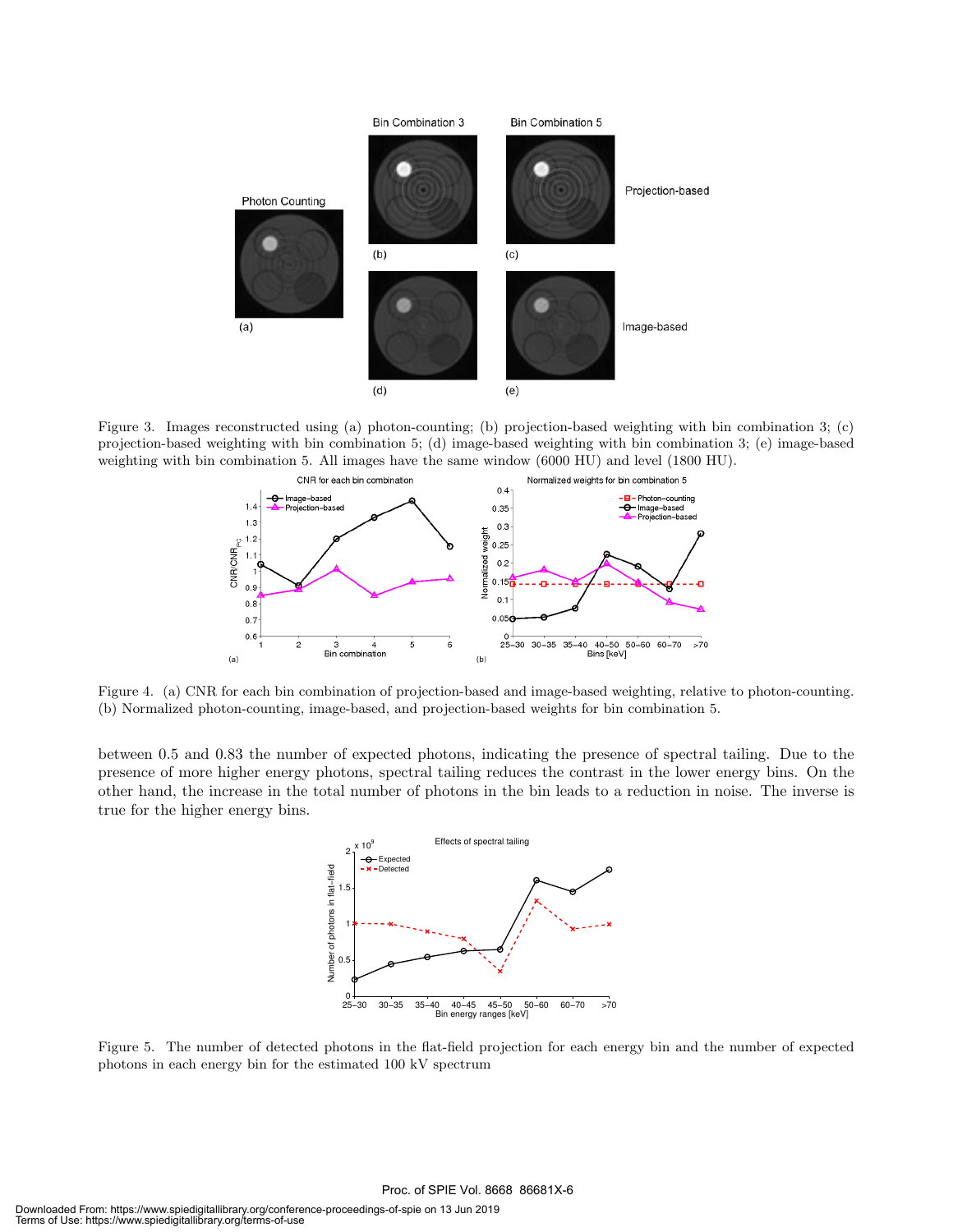Figure 3. Images reconstructed using (a) photon-counting; (b) projection-based weighting with bin combination 3; (c) projection-based weighting with bin combination 5; (d) image-based weighting with bin combination 3; (e) image-based weighting with bin combination 5. All images have the same window (6000 HU) and level (1800 HU).

Figure 4. (a) CNR for each bin combination of projection-based and image-based weighting, relative to photon-counting. (b) Normalized photon-counting, image-based, and projection-based weights for bin combination 5.

between 0.5 and 0.83 the number of expected photons, indicating the presence of spectral tailing. Due to the presence of more higher energy photons, spectral tailing reduces the contrast in the lower energy bins. On the other hand, the increase in the total number of photons in the bin leads to a reduction in noise. The inverse is true for the higher energy bins.

Figure 5. The number of detected photons in the flat-field projection for each energy bin and the number of expected photons in each energy bin for the estimated 100 kV spectrum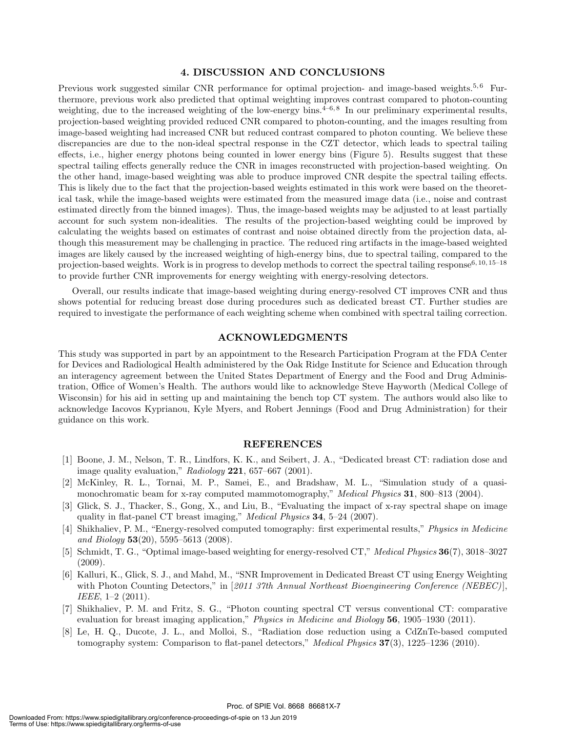## 4. DISCUSSION AND CONCLUSIONS

Previous work suggested similar CNR performance for optimal projection- and image-based weights.[5,6] Furthermore, previous work also predicted that optimal weighting improves contrast compared to photon-counting weighting, due to the increased weighting of the low-energy bins.[4–6,8] In our preliminary experimental results, projection-based weighting provided reduced CNR compared to photon-counting, and the images resulting from image-based weighting had increased CNR but reduced contrast compared to photon counting. We believe these discrepancies are due to the non-ideal spectral response in the CZT detector, which leads to spectral tailing effects, i.e., higher energy photons being counted in lower energy bins (Figure 5). Results suggest that these spectral tailing effects generally reduce the CNR in images reconstructed with projection-based weighting. On the other hand, image-based weighting was able to produce improved CNR despite the spectral tailing effects. This is likely due to the fact that the projection-based weights estimated in this work were based on the theoretical task, while the image-based weights were estimated from the measured image data (i.e., noise and contrast estimated directly from the binned images). Thus, the image-based weights may be adjusted to at least partially account for such system non-idealities. The results of the projection-based weighting could be improved by calculating the weights based on estimates of contrast and noise obtained directly from the projection data, although this measurement may be challenging in practice. The reduced ring artifacts in the image-based weighted images are likely caused by the increased weighting of high-energy bins, due to spectral tailing, compared to the projection-based weights. Work is in progress to develop methods to correct the spectral tailing response[6,10,15–18] to provide further CNR improvements for energy weighting with energy-resolving detectors.

Overall, our results indicate that image-based weighting during energy-resolved CT improves CNR and thus shows potential for reducing breast dose during procedures such as dedicated breast CT. Further studies are required to investigate the performance of each weighting scheme when combined with spectral tailing correction.

## ACKNOWLEDGMENTS

This study was supported in part by an appointment to the Research Participation Program at the FDA Center for Devices and Radiological Health administered by the Oak Ridge Institute for Science and Education through an interagency agreement between the United States Department of Energy and the Food and Drug Administration, Office of Women's Health. The authors would like to acknowledge Steve Hayworth (Medical College of Wisconsin) for his aid in setting up and maintaining the bench top CT system. The authors would also like to acknowledge Iacovos Kyprianou, Kyle Myers, and Robert Jennings (Food and Drug Administration) for their guidance on this work.

## REFERENCES

[1] Boone, J. M., Nelson, T. R., Lindfors, K. K., and Seibert, J. A., "Dedicated breast CT: radiation dose and image quality evaluation," *Radiology* **221**, 657–667 (2001).

[2] McKinley, R. L., Tornai, M. P., Samei, E., and Bradshaw, M. L., "Simulation study of a quasi-monochromatic beam for x-ray computed mammotomography," *Medical Physics* **31**, 800–813 (2004).

[3] Glick, S. J., Thacker, S., Gong, X., and Liu, B., "Evaluating the impact of x-ray spectral shape on image quality in flat-panel CT breast imaging," *Medical Physics* **34**, 5–24 (2007).

[4] Shikhaliev, P. M., "Energy-resolved computed tomography: first experimental results," *Physics in Medicine and Biology* **53**(20), 5595–5613 (2008).

[5] Schmidt, T. G., "Optimal image-based weighting for energy-resolved CT," *Medical Physics* **36**(7), 3018–3027 (2009).

[6] Kalluri, K., Glick, S. J., and Mahd, M., "SNR Improvement in Dedicated Breast CT using Energy Weighting with Photon Counting Detectors," in [*2011 37th Annual Northeast Bioengineering Conference (NEBEC)*], *IEEE*, 1–2 (2011).

[7] Shikhaliev, P. M. and Fritz, S. G., "Photon counting spectral CT versus conventional CT: comparative evaluation for breast imaging application," *Physics in Medicine and Biology* **56**, 1905–1930 (2011).

[8] Le, H. Q., Ducote, J. L., and Molloi, S., "Radiation dose reduction using a CdZnTe-based computed tomography system: Comparison to flat-panel detectors," *Medical Physics* **37**(3), 1225–1236 (2010).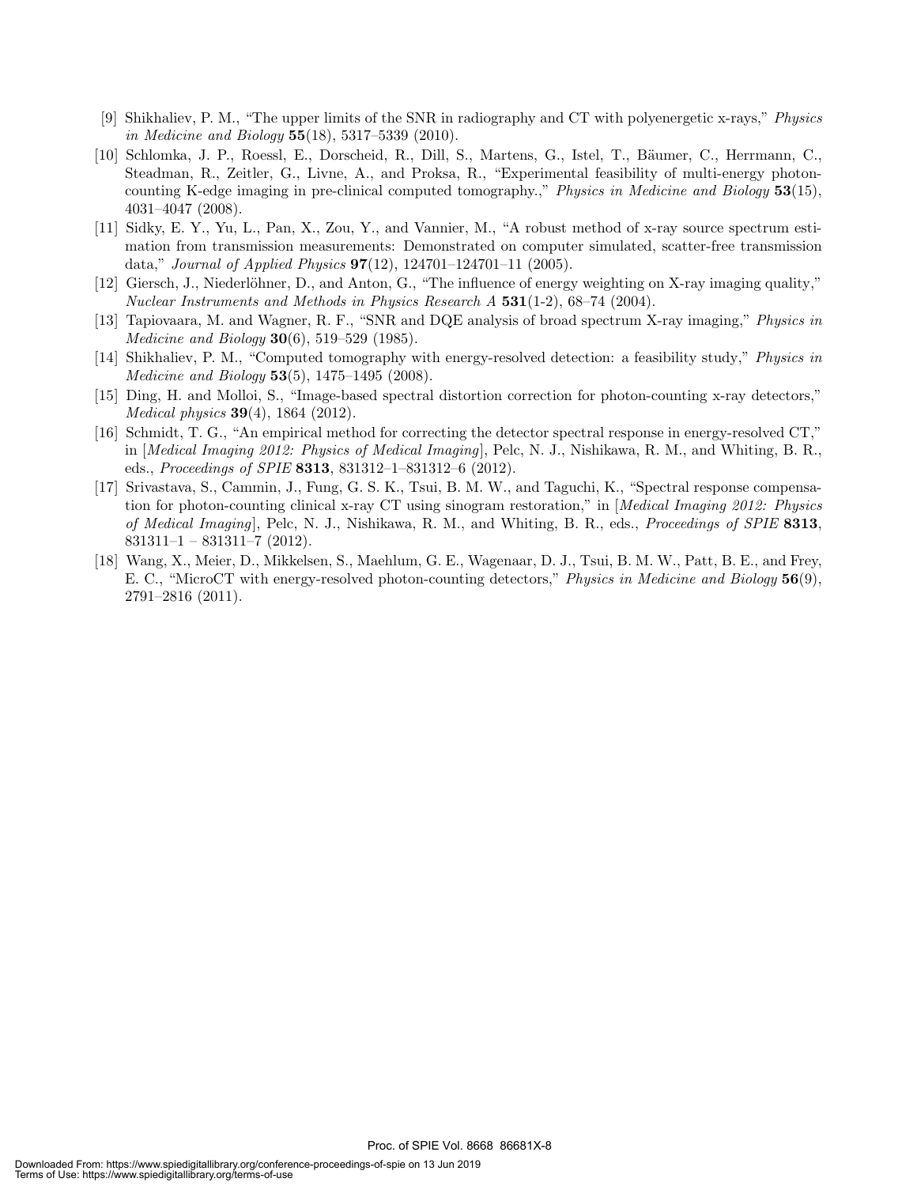[9] Shikhaliev, P. M., "The upper limits of the SNR in radiography and CT with polyenergetic x-rays," *Physics in Medicine and Biology* **55**(18), 5317–5339 (2010).

[10] Schlomka, J. P., Roessl, E., Dorscheid, R., Dill, S., Martens, G., Istel, T., Bäumer, C., Herrmann, C., Steadman, R., Zeitler, G., Livne, A., and Proksa, R., "Experimental feasibility of multi-energy photon-counting K-edge imaging in pre-clinical computed tomography.," *Physics in Medicine and Biology* **53**(15), 4031–4047 (2008).

[11] Sidky, E. Y., Yu, L., Pan, X., Zou, Y., and Vannier, M., "A robust method of x-ray source spectrum estimation from transmission measurements: Demonstrated on computer simulated, scatter-free transmission data," *Journal of Applied Physics* **97**(12), 124701–124701–11 (2005).

[12] Giersch, J., Niederlöhner, D., and Anton, G., "The influence of energy weighting on X-ray imaging quality," *Nuclear Instruments and Methods in Physics Research A* **531**(1-2), 68–74 (2004).

[13] Tapiovaara, M. and Wagner, R. F., "SNR and DQE analysis of broad spectrum X-ray imaging," *Physics in Medicine and Biology* **30**(6), 519–529 (1985).

[14] Shikhaliev, P. M., "Computed tomography with energy-resolved detection: a feasibility study," *Physics in Medicine and Biology* **53**(5), 1475–1495 (2008).

[15] Ding, H. and Molloi, S., "Image-based spectral distortion correction for photon-counting x-ray detectors," *Medical physics* **39**(4), 1864 (2012).

[16] Schmidt, T. G., "An empirical method for correcting the detector spectral response in energy-resolved CT," in [*Medical Imaging 2012: Physics of Medical Imaging*], Pelc, N. J., Nishikawa, R. M., and Whiting, B. R., eds., *Proceedings of SPIE* **8313**, 831312–1–831312–6 (2012).

[17] Srivastava, S., Cammin, J., Fung, G. S. K., Tsui, B. M. W., and Taguchi, K., "Spectral response compensation for photon-counting clinical x-ray CT using sinogram restoration," in [*Medical Imaging 2012: Physics of Medical Imaging*], Pelc, N. J., Nishikawa, R. M., and Whiting, B. R., eds., *Proceedings of SPIE* **8313**, 831311–1 – 831311–7 (2012).

[18] Wang, X., Meier, D., Mikkelsen, S., Maehlum, G. E., Wagenaar, D. J., Tsui, B. M. W., Patt, B. E., and Frey, E. C., "MicroCT with energy-resolved photon-counting detectors," *Physics in Medicine and Biology* **56**(9), 2791–2816 (2011).